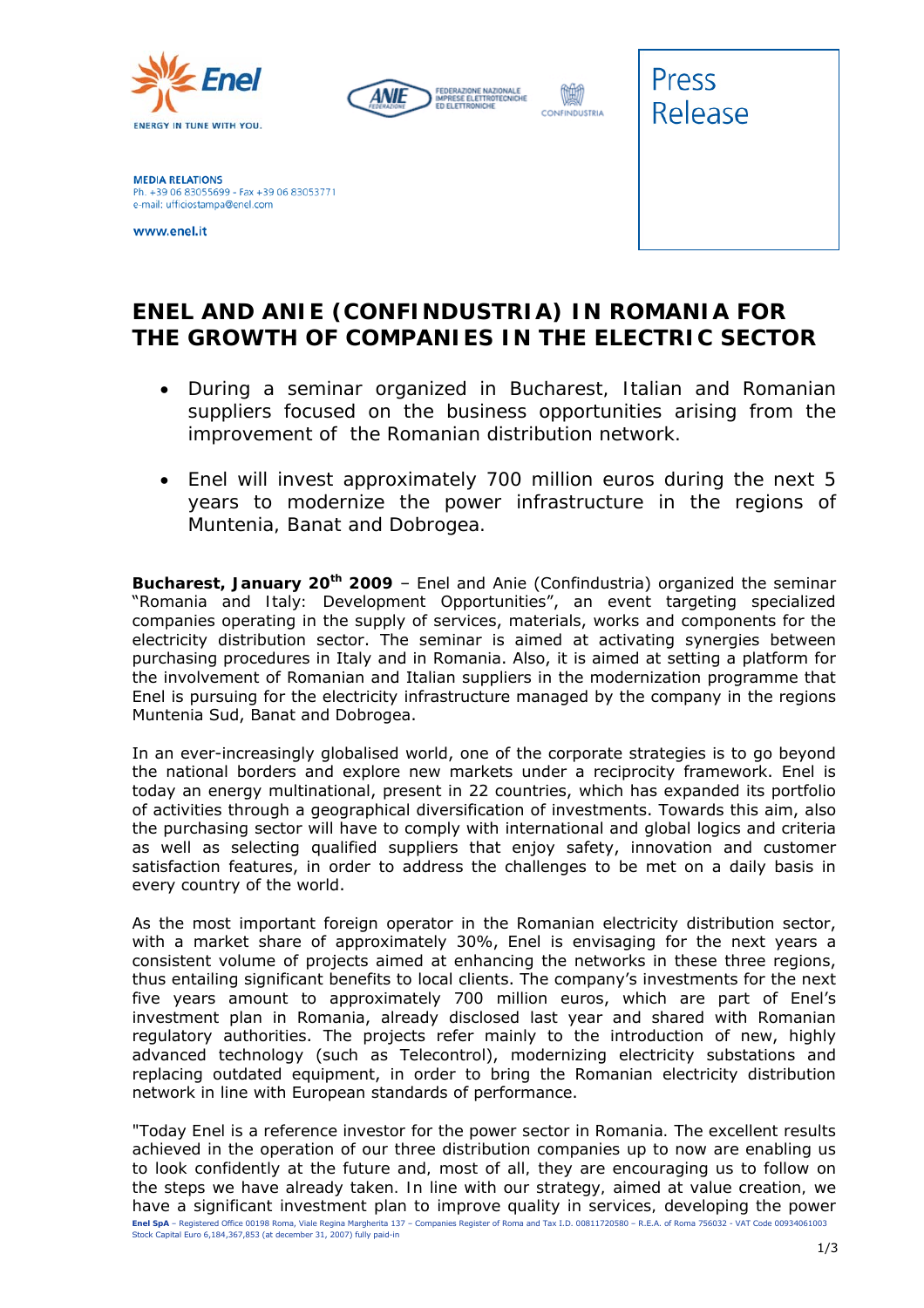Enel

ENERGY IN TUNE WITH YOU.

ANIE FEDERAZIONE NAZIONALE IMPRESE ELETTROTECNICHE ED ELETTRONICHE

CONFINDUSTRIA

Press Release

**MEDIA RELATIONS**
Ph. +39 06 83055699 - Fax +39 06 83053771
e-mail: ufficiostampa@enel.com

www.enel.it

# ENEL AND ANIE (CONFINDUSTRIA) IN ROMANIA FOR THE GROWTH OF COMPANIES IN THE ELECTRIC SECTOR

- During a seminar organized in Bucharest, Italian and Romanian suppliers focused on the business opportunities arising from the improvement of the Romanian distribution network.
- Enel will invest approximately 700 million euros during the next 5 years to modernize the power infrastructure in the regions of Muntenia, Banat and Dobrogea.

**Bucharest, January 20th 2009** – Enel and Anie (Confindustria) organized the seminar "Romania and Italy: Development Opportunities", an event targeting specialized companies operating in the supply of services, materials, works and components for the electricity distribution sector. The seminar is aimed at activating synergies between purchasing procedures in Italy and in Romania. Also, it is aimed at setting a platform for the involvement of Romanian and Italian suppliers in the modernization programme that Enel is pursuing for the electricity infrastructure managed by the company in the regions Muntenia Sud, Banat and Dobrogea.

In an ever-increasingly globalised world, one of the corporate strategies is to go beyond the national borders and explore new markets under a reciprocity framework. Enel is today an energy multinational, present in 22 countries, which has expanded its portfolio of activities through a geographical diversification of investments. Towards this aim, also the purchasing sector will have to comply with international and global logics and criteria as well as selecting qualified suppliers that enjoy safety, innovation and customer satisfaction features, in order to address the challenges to be met on a daily basis in every country of the world.

As the most important foreign operator in the Romanian electricity distribution sector, with a market share of approximately 30%, Enel is envisaging for the next years a consistent volume of projects aimed at enhancing the networks in these three regions, thus entailing significant benefits to local clients. The company's investments for the next five years amount to approximately 700 million euros, which are part of Enel's investment plan in Romania, already disclosed last year and shared with Romanian regulatory authorities. The projects refer mainly to the introduction of new, highly advanced technology (such as Telecontrol), modernizing electricity substations and replacing outdated equipment, in order to bring the Romanian electricity distribution network in line with European standards of performance.

"Today Enel is a reference investor for the power sector in Romania. The excellent results achieved in the operation of our three distribution companies up to now are enabling us to look confidently at the future and, most of all, they are encouraging us to follow on the steps we have already taken. In line with our strategy, aimed at value creation, we have a significant investment plan to improve quality in services, developing the power

**Enel SpA** – Registered Office 00198 Roma, Viale Regina Margherita 137 – Companies Register of Roma and Tax I.D. 00811720580 – R.E.A. of Roma 756032 - VAT Code 00934061003
Stock Capital Euro 6,184,367,853 (at december 31, 2007) fully paid-in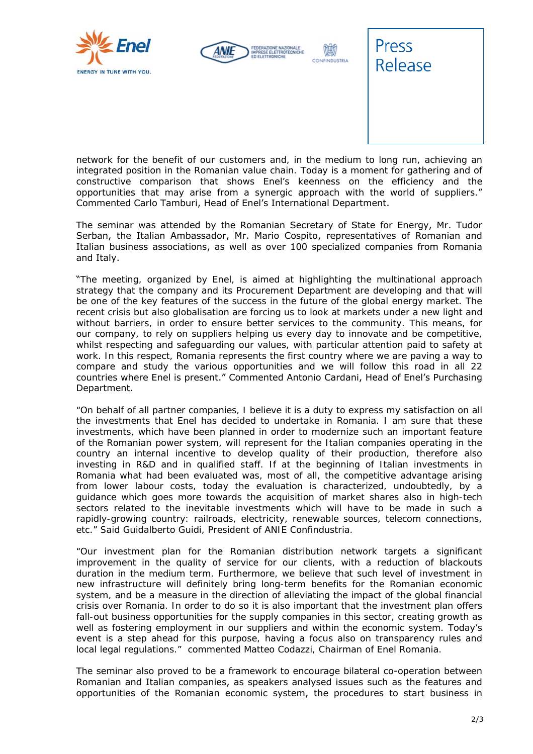network for the benefit of our customers and, in the medium to long run, achieving an integrated position in the Romanian value chain. Today is a moment for gathering and of constructive comparison that shows Enel's keenness on the efficiency and the opportunities that may arise from a synergic approach with the world of suppliers." Commented Carlo Tamburi, Head of Enel's International Department.

The seminar was attended by the Romanian Secretary of State for Energy, Mr. Tudor Serban, the Italian Ambassador, Mr. Mario Cospito, representatives of Romanian and Italian business associations, as well as over 100 specialized companies from Romania and Italy.

"The meeting, organized by Enel, is aimed at highlighting the multinational approach strategy that the company and its Procurement Department are developing and that will be one of the key features of the success in the future of the global energy market. The recent crisis but also globalisation are forcing us to look at markets under a new light and without barriers, in order to ensure better services to the community. This means, for our company, to rely on suppliers helping us every day to innovate and be competitive, whilst respecting and safeguarding our values, with particular attention paid to safety at work. In this respect, Romania represents the first country where we are paving a way to compare and study the various opportunities and we will follow this road in all 22 countries where Enel is present." Commented Antonio Cardani, Head of Enel's Purchasing Department.

"On behalf of all partner companies, I believe it is a duty to express my satisfaction on all the investments that Enel has decided to undertake in Romania. I am sure that these investments, which have been planned in order to modernize such an important feature of the Romanian power system, will represent for the Italian companies operating in the country an internal incentive to develop quality of their production, therefore also investing in R&D and in qualified staff. If at the beginning of Italian investments in Romania what had been evaluated was, most of all, the competitive advantage arising from lower labour costs, today the evaluation is characterized, undoubtedly, by a guidance which goes more towards the acquisition of market shares also in high-tech sectors related to the inevitable investments which will have to be made in such a rapidly-growing country: railroads, electricity, renewable sources, telecom connections, etc." Said Guidalberto Guidi, President of ANIE Confindustria.

"Our investment plan for the Romanian distribution network targets a significant improvement in the quality of service for our clients, with a reduction of blackouts duration in the medium term. Furthermore, we believe that such level of investment in new infrastructure will definitely bring long-term benefits for the Romanian economic system, and be a measure in the direction of alleviating the impact of the global financial crisis over Romania. In order to do so it is also important that the investment plan offers fall-out business opportunities for the supply companies in this sector, creating growth as well as fostering employment in our suppliers and within the economic system. Today's event is a step ahead for this purpose, having a focus also on transparency rules and local legal regulations." commented Matteo Codazzi, Chairman of Enel Romania.

The seminar also proved to be a framework to encourage bilateral co-operation between Romanian and Italian companies, as speakers analysed issues such as the features and opportunities of the Romanian economic system, the procedures to start business in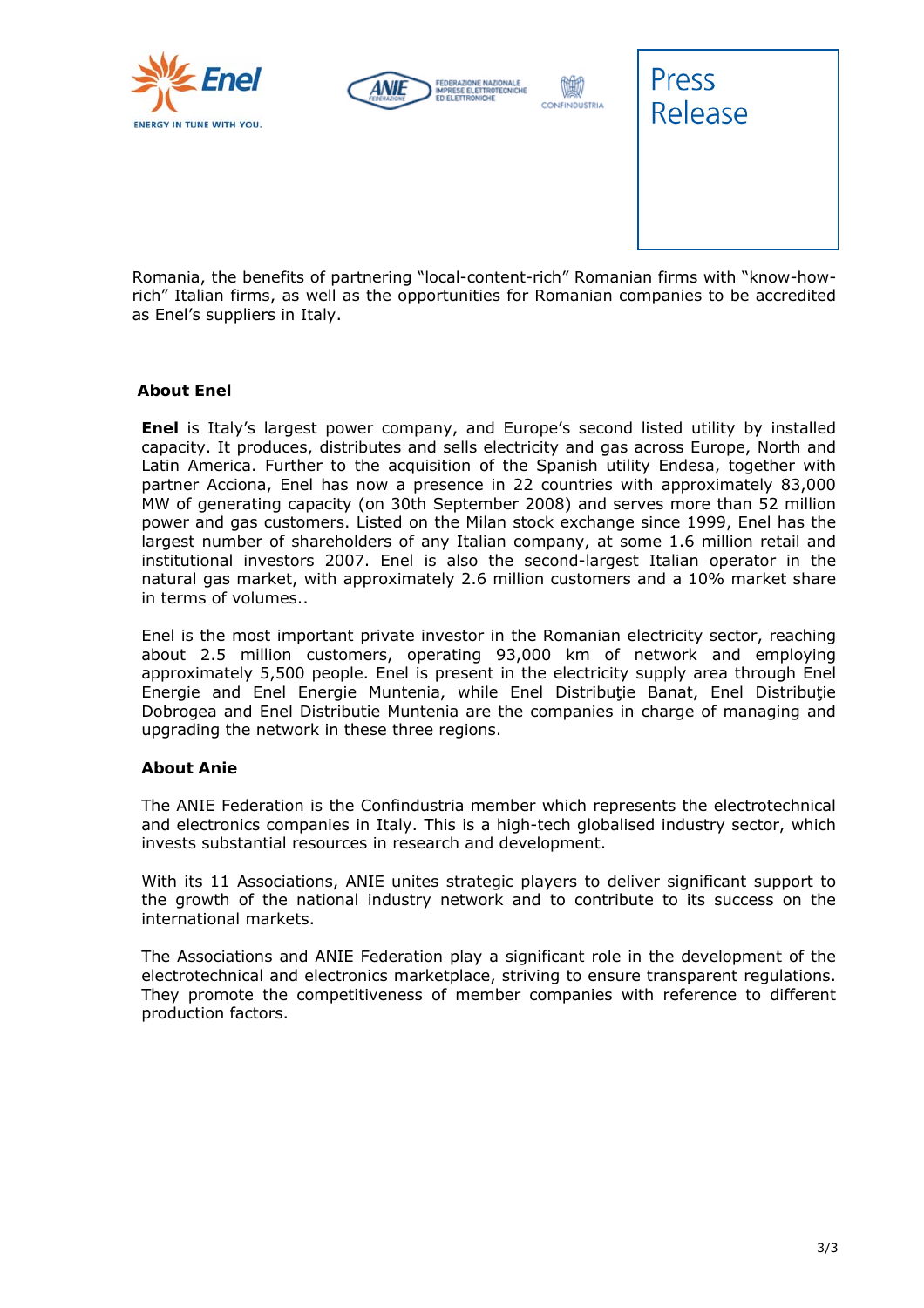Romania, the benefits of partnering "local-content-rich" Romanian firms with "know-how-rich" Italian firms, as well as the opportunities for Romanian companies to be accredited as Enel's suppliers in Italy.

**About Enel**

**Enel** is Italy's largest power company, and Europe's second listed utility by installed capacity. It produces, distributes and sells electricity and gas across Europe, North and Latin America. Further to the acquisition of the Spanish utility Endesa, together with partner Acciona, Enel has now a presence in 22 countries with approximately 83,000 MW of generating capacity (on 30th September 2008) and serves more than 52 million power and gas customers. Listed on the Milan stock exchange since 1999, Enel has the largest number of shareholders of any Italian company, at some 1.6 million retail and institutional investors 2007. Enel is also the second-largest Italian operator in the natural gas market, with approximately 2.6 million customers and a 10% market share in terms of volumes..

Enel is the most important private investor in the Romanian electricity sector, reaching about 2.5 million customers, operating 93,000 km of network and employing approximately 5,500 people. Enel is present in the electricity supply area through Enel Energie and Enel Energie Muntenia, while Enel Distribuţie Banat, Enel Distribuţie Dobrogea and Enel Distributie Muntenia are the companies in charge of managing and upgrading the network in these three regions.

**About Anie**

The ANIE Federation is the Confindustria member which represents the electrotechnical and electronics companies in Italy. This is a high-tech globalised industry sector, which invests substantial resources in research and development.

With its 11 Associations, ANIE unites strategic players to deliver significant support to the growth of the national industry network and to contribute to its success on the international markets.

The Associations and ANIE Federation play a significant role in the development of the electrotechnical and electronics marketplace, striving to ensure transparent regulations. They promote the competitiveness of member companies with reference to different production factors.